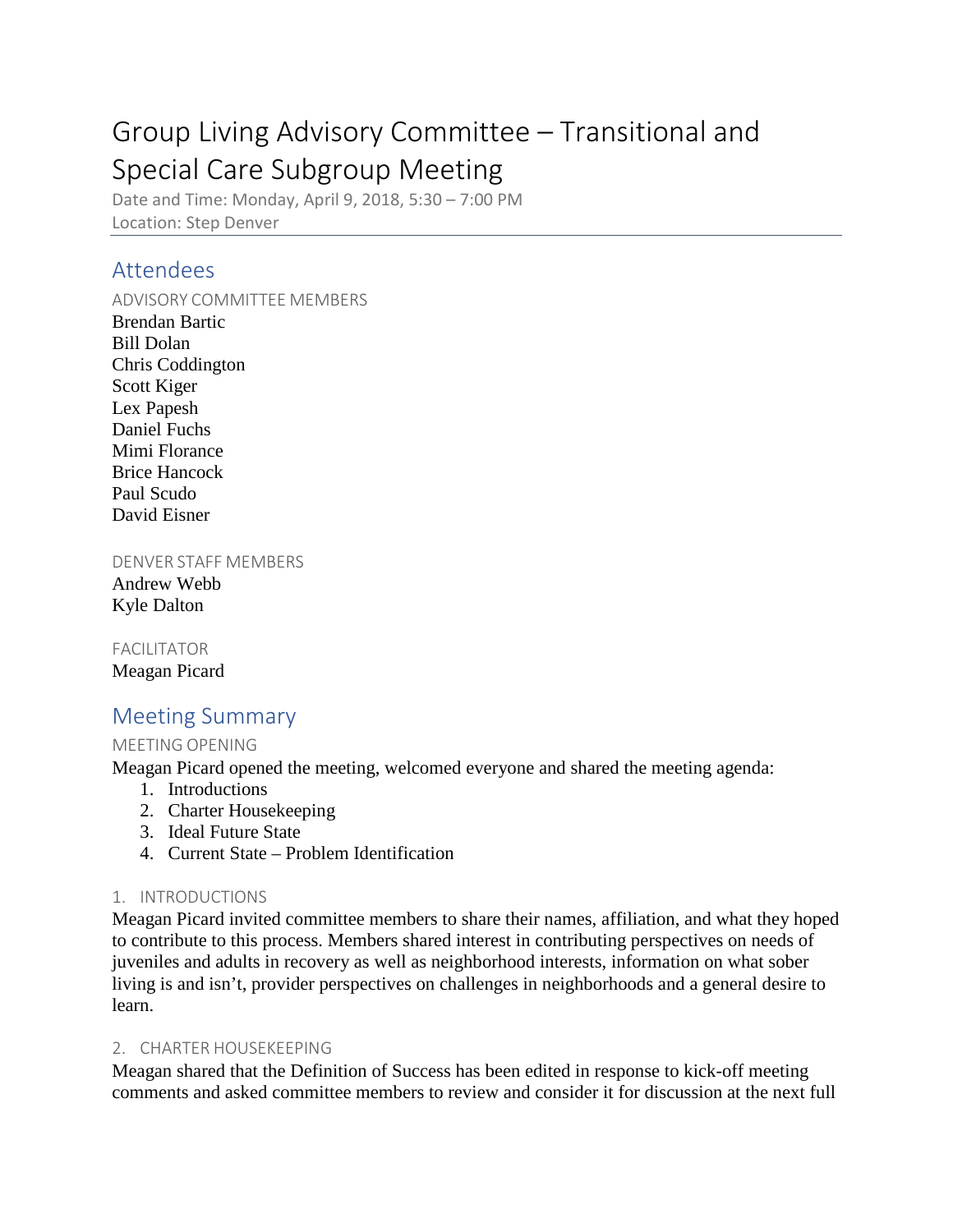# Group Living Advisory Committee – Transitional and Special Care Subgroup Meeting

Date and Time: Monday, April 9, 2018, 5:30 – 7:00 PM
Location: Step Denver

## Attendees

### ADVISORY COMMITTEE MEMBERS

Brendan Bartic
Bill Dolan
Chris Coddington
Scott Kiger
Lex Papesh
Daniel Fuchs
Mimi Florance
Brice Hancock
Paul Scudo
David Eisner

### DENVER STAFF MEMBERS

Andrew Webb
Kyle Dalton

### FACILITATOR

Meagan Picard

## Meeting Summary

### MEETING OPENING

Meagan Picard opened the meeting, welcomed everyone and shared the meeting agenda:

1. Introductions
2. Charter Housekeeping
3. Ideal Future State
4. Current State – Problem Identification

### 1. INTRODUCTIONS

Meagan Picard invited committee members to share their names, affiliation, and what they hoped to contribute to this process. Members shared interest in contributing perspectives on needs of juveniles and adults in recovery as well as neighborhood interests, information on what sober living is and isn't, provider perspectives on challenges in neighborhoods and a general desire to learn.

### 2. CHARTER HOUSEKEEPING

Meagan shared that the Definition of Success has been edited in response to kick-off meeting comments and asked committee members to review and consider it for discussion at the next full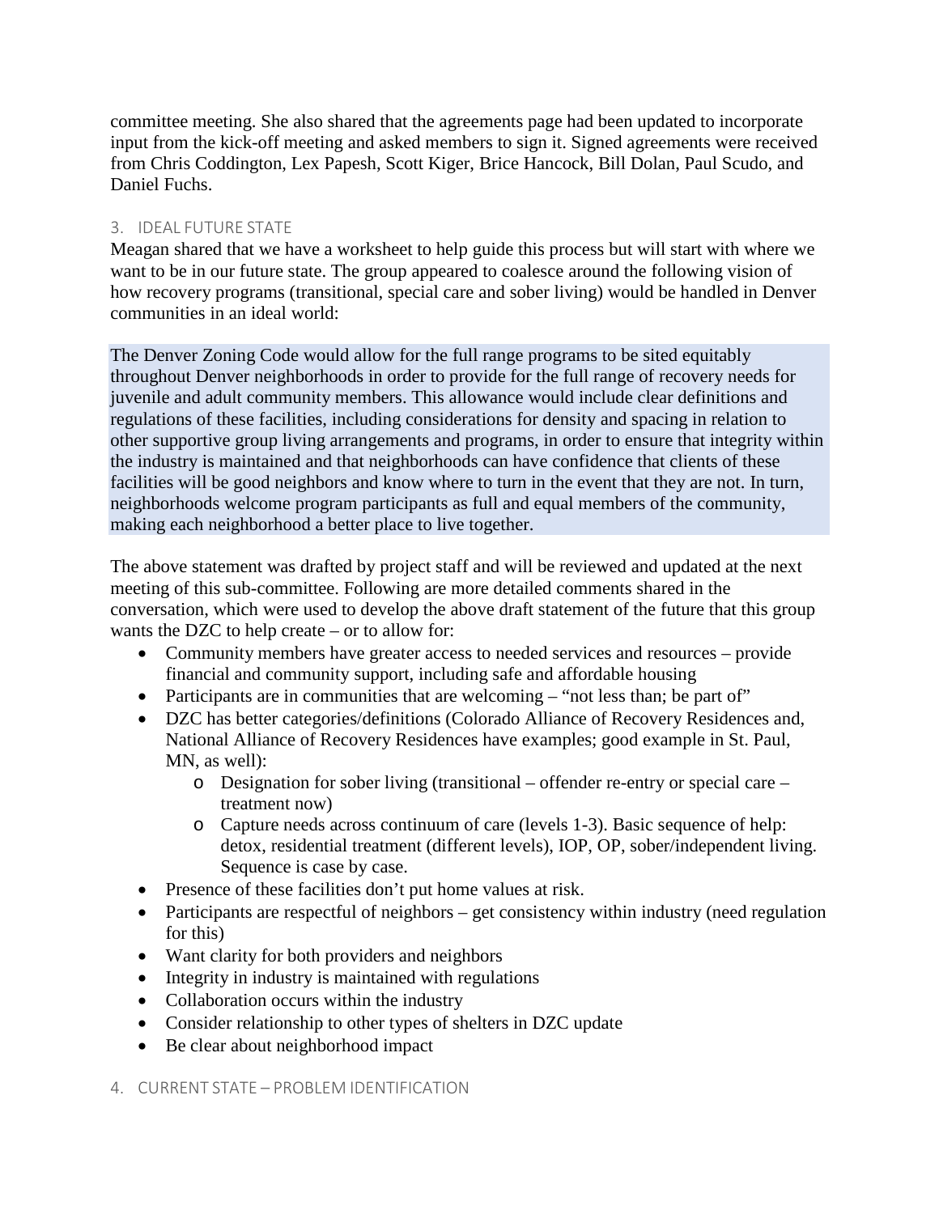committee meeting. She also shared that the agreements page had been updated to incorporate input from the kick-off meeting and asked members to sign it. Signed agreements were received from Chris Coddington, Lex Papesh, Scott Kiger, Brice Hancock, Bill Dolan, Paul Scudo, and Daniel Fuchs.

## 3. IDEAL FUTURE STATE

Meagan shared that we have a worksheet to help guide this process but will start with where we want to be in our future state. The group appeared to coalesce around the following vision of how recovery programs (transitional, special care and sober living) would be handled in Denver communities in an ideal world:

> The Denver Zoning Code would allow for the full range programs to be sited equitably throughout Denver neighborhoods in order to provide for the full range of recovery needs for juvenile and adult community members. This allowance would include clear definitions and regulations of these facilities, including considerations for density and spacing in relation to other supportive group living arrangements and programs, in order to ensure that integrity within the industry is maintained and that neighborhoods can have confidence that clients of these facilities will be good neighbors and know where to turn in the event that they are not. In turn, neighborhoods welcome program participants as full and equal members of the community, making each neighborhood a better place to live together.

The above statement was drafted by project staff and will be reviewed and updated at the next meeting of this sub-committee. Following are more detailed comments shared in the conversation, which were used to develop the above draft statement of the future that this group wants the DZC to help create – or to allow for:

- Community members have greater access to needed services and resources – provide financial and community support, including safe and affordable housing
- Participants are in communities that are welcoming – "not less than; be part of"
- DZC has better categories/definitions (Colorado Alliance of Recovery Residences and, National Alliance of Recovery Residences have examples; good example in St. Paul, MN, as well):
  - Designation for sober living (transitional – offender re-entry or special care – treatment now)
  - Capture needs across continuum of care (levels 1-3). Basic sequence of help: detox, residential treatment (different levels), IOP, OP, sober/independent living. Sequence is case by case.
- Presence of these facilities don't put home values at risk.
- Participants are respectful of neighbors – get consistency within industry (need regulation for this)
- Want clarity for both providers and neighbors
- Integrity in industry is maintained with regulations
- Collaboration occurs within the industry
- Consider relationship to other types of shelters in DZC update
- Be clear about neighborhood impact

## 4. CURRENT STATE – PROBLEM IDENTIFICATION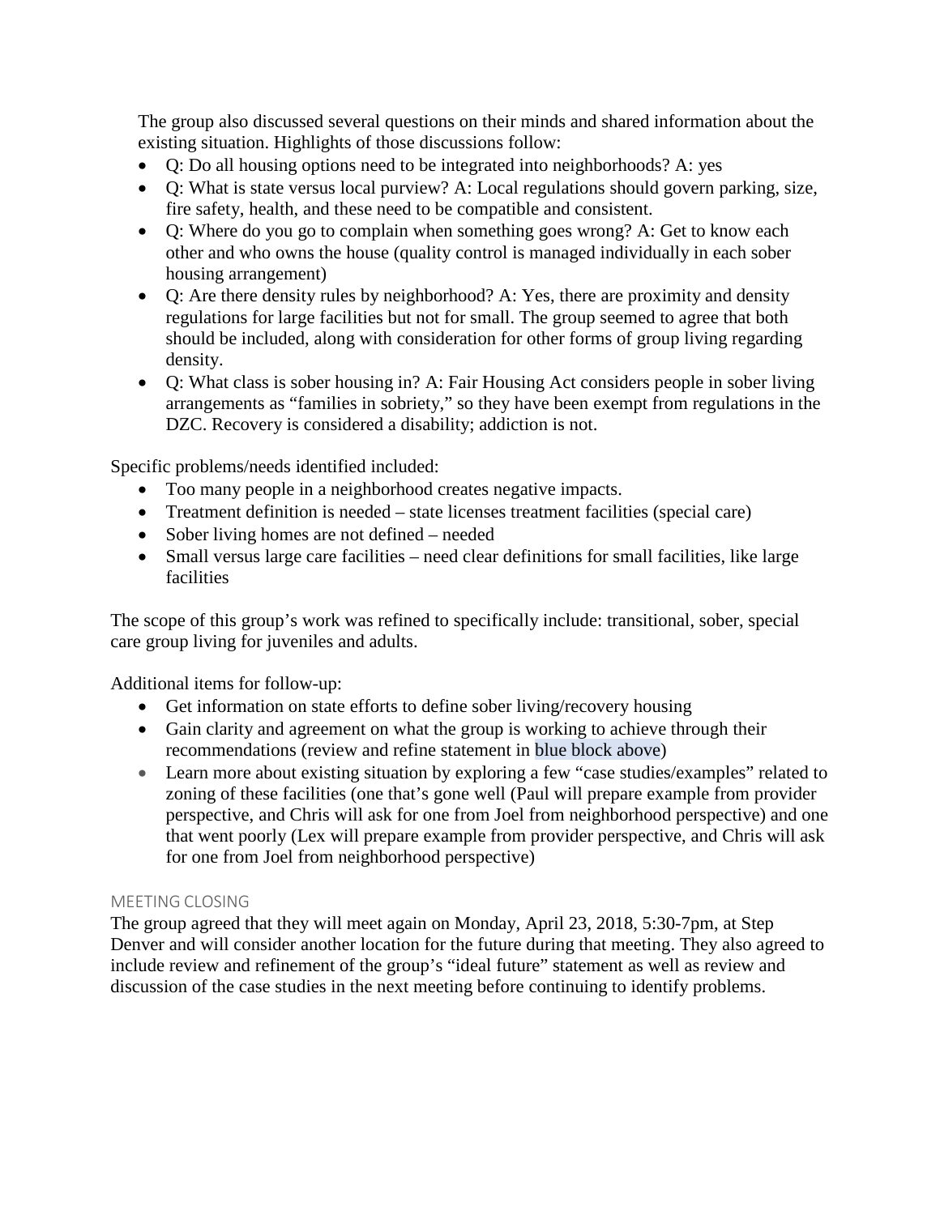The group also discussed several questions on their minds and shared information about the existing situation. Highlights of those discussions follow:

- Q: Do all housing options need to be integrated into neighborhoods? A: yes
- Q: What is state versus local purview? A: Local regulations should govern parking, size, fire safety, health, and these need to be compatible and consistent.
- Q: Where do you go to complain when something goes wrong? A: Get to know each other and who owns the house (quality control is managed individually in each sober housing arrangement)
- Q: Are there density rules by neighborhood? A: Yes, there are proximity and density regulations for large facilities but not for small. The group seemed to agree that both should be included, along with consideration for other forms of group living regarding density.
- Q: What class is sober housing in? A: Fair Housing Act considers people in sober living arrangements as "families in sobriety," so they have been exempt from regulations in the DZC. Recovery is considered a disability; addiction is not.

Specific problems/needs identified included:

- Too many people in a neighborhood creates negative impacts.
- Treatment definition is needed – state licenses treatment facilities (special care)
- Sober living homes are not defined – needed
- Small versus large care facilities – need clear definitions for small facilities, like large facilities

The scope of this group's work was refined to specifically include: transitional, sober, special care group living for juveniles and adults.

Additional items for follow-up:

- Get information on state efforts to define sober living/recovery housing
- Gain clarity and agreement on what the group is working to achieve through their recommendations (review and refine statement in blue block above)
- Learn more about existing situation by exploring a few "case studies/examples" related to zoning of these facilities (one that's gone well (Paul will prepare example from provider perspective, and Chris will ask for one from Joel from neighborhood perspective) and one that went poorly (Lex will prepare example from provider perspective, and Chris will ask for one from Joel from neighborhood perspective)

## MEETING CLOSING

The group agreed that they will meet again on Monday, April 23, 2018, 5:30-7pm, at Step Denver and will consider another location for the future during that meeting. They also agreed to include review and refinement of the group's "ideal future" statement as well as review and discussion of the case studies in the next meeting before continuing to identify problems.